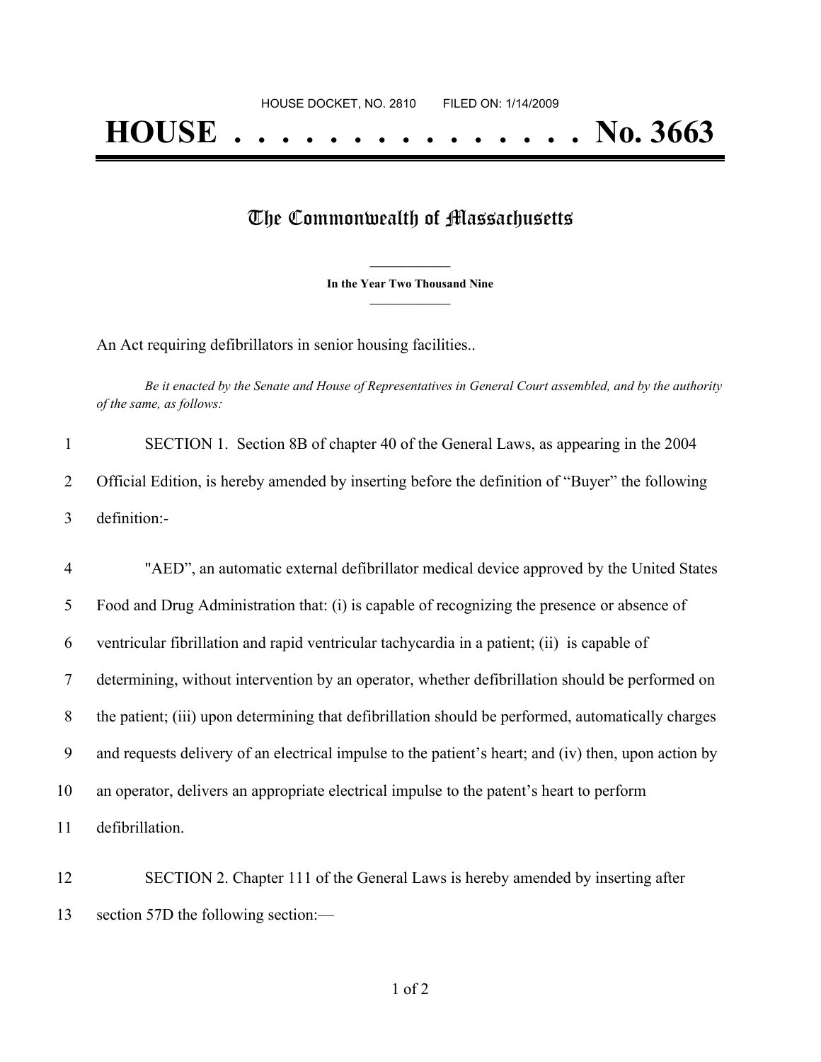HOUSE DOCKET, NO. 2810 FILED ON: 1/14/2009

# HOUSE . . . . . . . . . . . . . . . No. 3663

## The Commonwealth of Massachusetts

**In the Year Two Thousand Nine**

An Act requiring defibrillators in senior housing facilities..

*Be it enacted by the Senate and House of Representatives in General Court assembled, and by the authority of the same, as follows:*

1 SECTION 1. Section 8B of chapter 40 of the General Laws, as appearing in the 2004
2 Official Edition, is hereby amended by inserting before the definition of "Buyer" the following
3 definition:-

4 "AED", an automatic external defibrillator medical device approved by the United States
5 Food and Drug Administration that: (i) is capable of recognizing the presence or absence of
6 ventricular fibrillation and rapid ventricular tachycardia in a patient; (ii) is capable of
7 determining, without intervention by an operator, whether defibrillation should be performed on
8 the patient; (iii) upon determining that defibrillation should be performed, automatically charges
9 and requests delivery of an electrical impulse to the patient's heart; and (iv) then, upon action by
10 an operator, delivers an appropriate electrical impulse to the patent's heart to perform
11 defibrillation.

12 SECTION 2. Chapter 111 of the General Laws is hereby amended by inserting after
13 section 57D the following section:—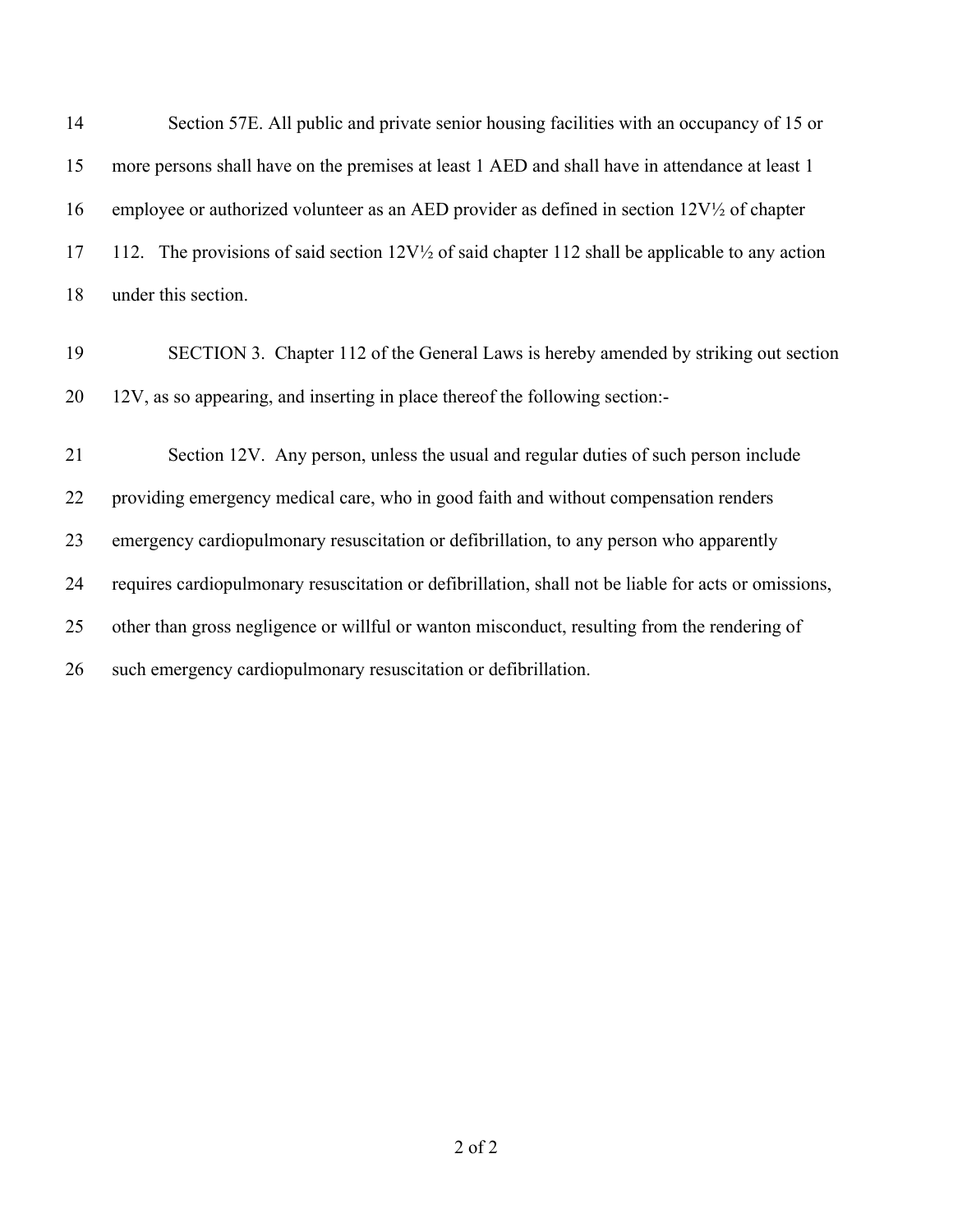Section 57E. All public and private senior housing facilities with an occupancy of 15 or more persons shall have on the premises at least 1 AED and shall have in attendance at least 1 employee or authorized volunteer as an AED provider as defined in section 12V½ of chapter 112. The provisions of said section 12V½ of said chapter 112 shall be applicable to any action under this section.

SECTION 3. Chapter 112 of the General Laws is hereby amended by striking out section 12V, as so appearing, and inserting in place thereof the following section:-

Section 12V. Any person, unless the usual and regular duties of such person include providing emergency medical care, who in good faith and without compensation renders emergency cardiopulmonary resuscitation or defibrillation, to any person who apparently requires cardiopulmonary resuscitation or defibrillation, shall not be liable for acts or omissions, other than gross negligence or willful or wanton misconduct, resulting from the rendering of such emergency cardiopulmonary resuscitation or defibrillation.